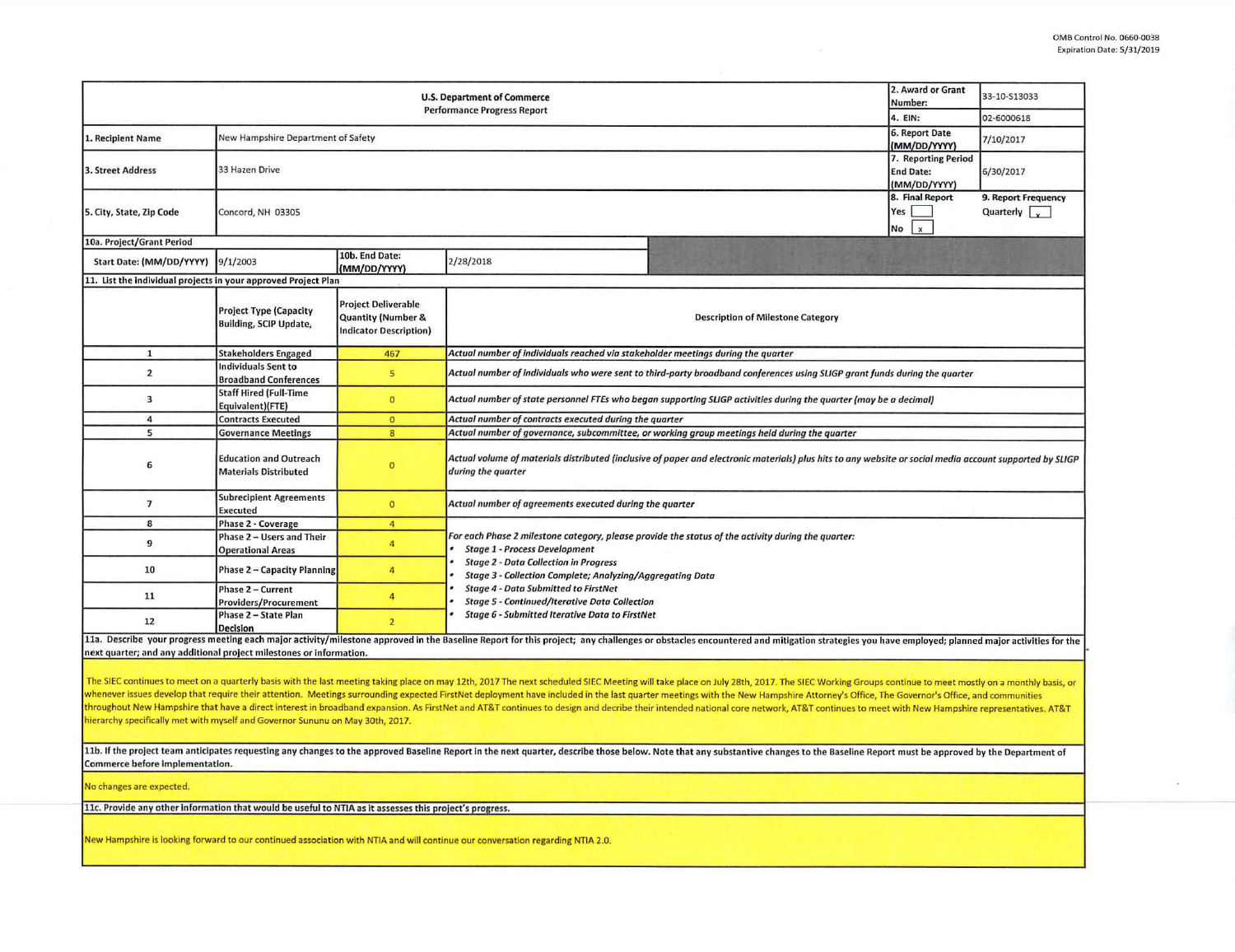OMB Control No. 0660-0038
Expiration Date: 5/31/2019

| U.S. Department of Commerce<br>Performance Progress Report | | | | 2. Award or Grant Number: | 33-10-S13033 |
|---|---|---|---|---|---|
| | | | | 4. EIN: | 02-6000618 |
| 1. Recipient Name | New Hampshire Department of Safety | | | 6. Report Date (MM/DD/YYYY) | 7/10/2017 |
| 3. Street Address | 33 Hazen Drive | | | 7. Reporting Period End Date: (MM/DD/YYYY) | 6/30/2017 |
| 5. City, State, Zip Code | Concord, NH 03305 | | | 8. Final Report<br>Yes [ ]<br>No [x] | 9. Report Frequency<br>Quarterly [x] |
| 10a. Project/Grant Period | | | | | |
| Start Date: (MM/DD/YYYY) | 9/1/2003 | 10b. End Date: (MM/DD/YYYY) | 2/28/2018 | | |

**11. List the individual projects in your approved Project Plan**

| | Project Type (Capacity Building, SCIP Update, | Project Deliverable Quantity (Number & Indicator Description) | Description of Milestone Category |
|---|---|---|---|
| 1 | Stakeholders Engaged | 467 | *Actual number of individuals reached via stakeholder meetings during the quarter* |
| 2 | Individuals Sent to Broadband Conferences | 5 | *Actual number of individuals who were sent to third-party broadband conferences using SLIGP grant funds during the quarter* |
| 3 | Staff Hired (Full-Time Equivalent)(FTE) | 0 | *Actual number of state personnel FTEs who began supporting SLIGP activities during the quarter (may be a decimal)* |
| 4 | Contracts Executed | 0 | *Actual number of contracts executed during the quarter* |
| 5 | Governance Meetings | 8 | *Actual number of governance, subcommittee, or working group meetings held during the quarter* |
| 6 | Education and Outreach Materials Distributed | 0 | *Actual volume of materials distributed (inclusive of paper and electronic materials) plus hits to any website or social media account supported by SLIGP during the quarter* |
| 7 | Subrecipient Agreements Executed | 0 | *Actual number of agreements executed during the quarter* |
| 8 | Phase 2 - Coverage | 4 | *For each Phase 2 milestone category, please provide the status of the activity during the quarter:*<br>• *Stage 1 - Process Development*<br>• *Stage 2 - Data Collection in Progress*<br>• *Stage 3 - Collection Complete; Analyzing/Aggregating Data*<br>• *Stage 4 - Data Submitted to FirstNet*<br>• *Stage 5 - Continued/Iterative Data Collection*<br>• *Stage 6 - Submitted Iterative Data to FirstNet* |
| 9 | Phase 2 – Users and Their Operational Areas | 4 | |
| 10 | Phase 2 – Capacity Planning | 4 | |
| 11 | Phase 2 – Current Providers/Procurement | 4 | |
| 12 | Phase 2 – State Plan Decision | 2 | |

**11a. Describe your progress meeting each major activity/milestone approved in the Baseline Report for this project; any challenges or obstacles encountered and mitigation strategies you have employed; planned major activities for the next quarter; and any additional project milestones or information.**

The SIEC continues to meet on a quarterly basis with the last meeting taking place on may 12th, 2017 The next scheduled SIEC Meeting will take place on July 28th, 2017. The SIEC Working Groups continue to meet mostly on a monthly basis, or whenever issues develop that require their attention. Meetings surrounding expected FirstNet deployment have included in the last quarter meetings with the New Hampshire Attorney's Office, The Governor's Office, and communities throughout New Hampshire that have a direct interest in broadband expansion. As FirstNet and AT&T continues to design and decribe their intended national core network, AT&T continues to meet with New Hampshire representatives. AT&T hierarchy specifically met with myself and Governor Sununu on May 30th, 2017.

**11b. If the project team anticipates requesting any changes to the approved Baseline Report in the next quarter, describe those below. Note that any substantive changes to the Baseline Report must be approved by the Department of Commerce before implementation.**

No changes are expected.

**11c. Provide any other information that would be useful to NTIA as it assesses this project's progress.**

New Hampshire is looking forward to our continued association with NTIA and will continue our conversation regarding NTIA 2.0.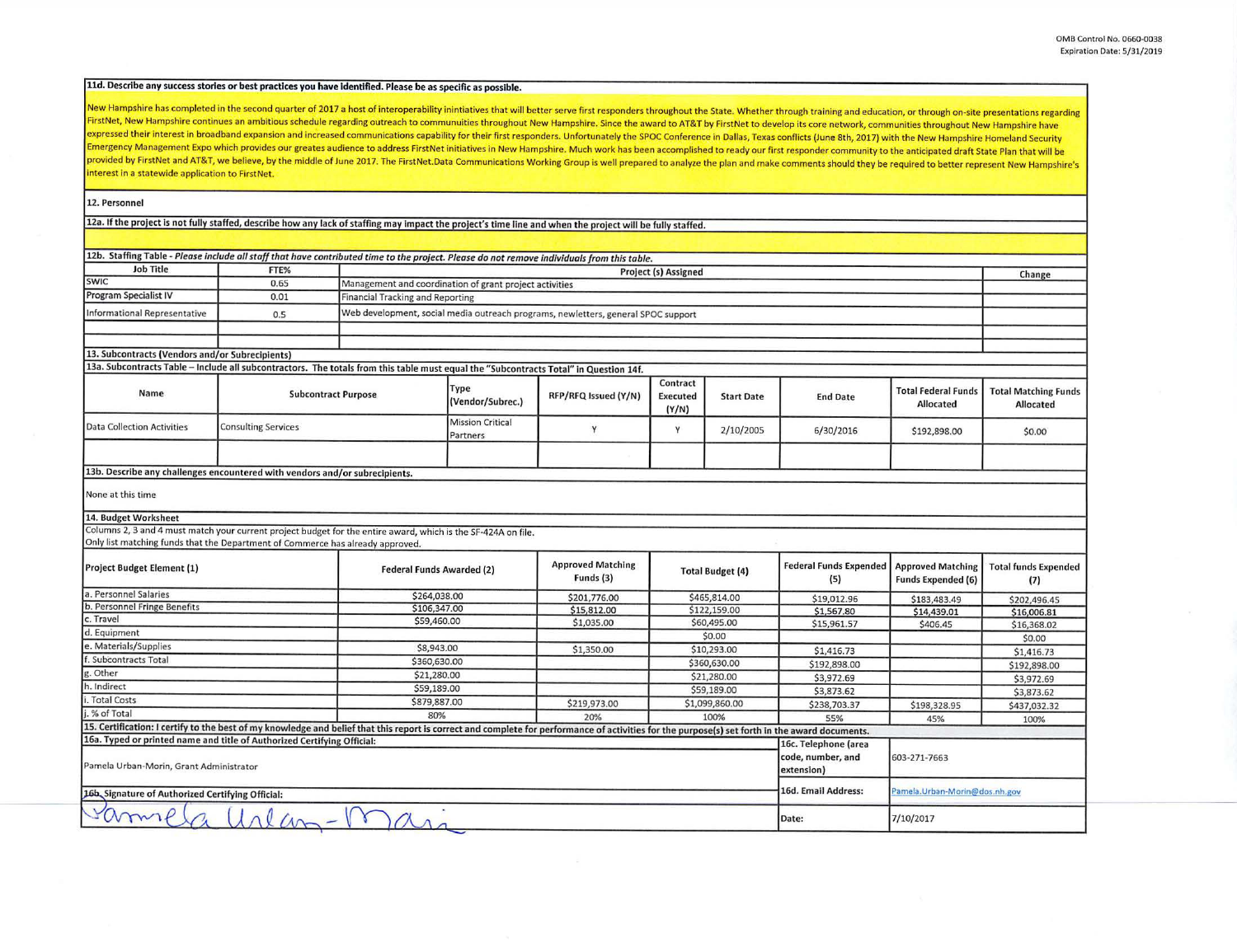OMB Control No. 0660-0038
Expiration Date: 5/31/2019

**11d. Describe any success stories or best practices you have identified. Please be as specific as possible.**

New Hampshire has completed in the second quarter of 2017 a host of interoperability inintiatives that will better serve first responders throughout the State. Whether through training and education, or through on-site presentations regarding FirstNet, New Hampshire continues an ambitious schedule regarding outreach to communuities throughout New Hampshire. Since the award to AT&T by FirstNet to develop its core network, communities throughout New Hampshire have expressed their interest in broadband expansion and increased communications capability for their first responders. Unfortunately the SPOC Conference in Dallas, Texas conflicts (June 8th, 2017) with the New Hampshire Homeland Security Emergency Management Expo which provides our greates audience to address FirstNet initiatives in New Hampshire. Much work has been accomplished to ready our first responder community to the anticipated draft State Plan that will be provided by FirstNet and AT&T, we believe, by the middle of June 2017. The FirstNet.Data Communications Working Group is well prepared to analyze the plan and make comments should they be required to better represent New Hampshire's interest in a statewide application to FirstNet.

**12. Personnel**

**12a. If the project is not fully staffed, describe how any lack of staffing may impact the project's time line and when the project will be fully staffed.**

**12b. Staffing Table** - *Please include all staff that have contributed time to the project. Please do not remove individuals from this table.*

| Job Title | FTE% | Project (s) Assigned | Change |
|---|---|---|---|
| SWIC | 0.65 | Management and coordination of grant project activities | |
| Program Specialist IV | 0.01 | Financial Tracking and Reporting | |
| Informational Representative | 0.5 | Web development, social media outreach programs, newsletters, general SPOC support | |
| | | | |

**13. Subcontracts (Vendors and/or Subrecipients)**

**13a. Subcontracts Table – Include all subcontractors. The totals from this table must equal the "Subcontracts Total" in Question 14f.**

| Name | Subcontract Purpose | Type (Vendor/Subrec.) | RFP/RFQ Issued (Y/N) | Contract Executed (Y/N) | Start Date | End Date | Total Federal Funds Allocated | Total Matching Funds Allocated |
|---|---|---|---|---|---|---|---|---|
| Data Collection Activities | Consulting Services | Mission Critical Partners | Y | Y | 2/10/2005 | 6/30/2016 | $192,898.00 | $0.00 |
| | | | | | | | | |

**13b. Describe any challenges encountered with vendors and/or subrecipients.**

None at this time

**14. Budget Worksheet**

Columns 2, 3 and 4 must match your current project budget for the entire award, which is the SF-424A on file.
Only list matching funds that the Department of Commerce has already approved.

| Project Budget Element (1) | Federal Funds Awarded (2) | Approved Matching Funds (3) | Total Budget (4) | Federal Funds Expended (5) | Approved Matching Funds Expended (6) | Total funds Expended (7) |
|---|---|---|---|---|---|---|
| a. Personnel Salaries | $264,038.00 | $201,776.00 | $465,814.00 | $19,012.96 | $183,483.49 | $202,496.45 |
| b. Personnel Fringe Benefits | $106,347.00 | $15,812.00 | $122,159.00 | $1,567.80 | $14,439.01 | $16,006.81 |
| c. Travel | $59,460.00 | $1,035.00 | $60,495.00 | $15,961.57 | $406.45 | $16,368.02 |
| d. Equipment | | | $0.00 | | | $0.00 |
| e. Materials/Supplies | $8,943.00 | $1,350.00 | $10,293.00 | $1,416.73 | | $1,416.73 |
| f. Subcontracts Total | $360,630.00 | | $360,630.00 | $192,898.00 | | $192,898.00 |
| g. Other | $21,280.00 | | $21,280.00 | $3,972.69 | | $3,972.69 |
| h. Indirect | $59,189.00 | | $59,189.00 | $3,873.62 | | $3,873.62 |
| i. Total Costs | $879,887.00 | $219,973.00 | $1,099,860.00 | $238,703.37 | $198,328.95 | $437,032.32 |
| j. % of Total | 80% | 20% | 100% | 55% | 45% | 100% |

**15. Certification:** I certify to the best of my knowledge and belief that this report is correct and complete for performance of activities for the purpose(s) set forth in the award documents.

| | | |
|---|---|---|
| **16a. Typed or printed name and title of Authorized Certifying Official:** Pamela Urban-Morin, Grant Administrator | 16c. Telephone (area code, number, and extension) | 603-271-7663 |
| **16b. Signature of Authorized Certifying Official:** | 16d. Email Address: | Pamela.Urban-Morin@dos.nh.gov |
| Pamela Urban-Morin | Date: | 7/10/2017 |